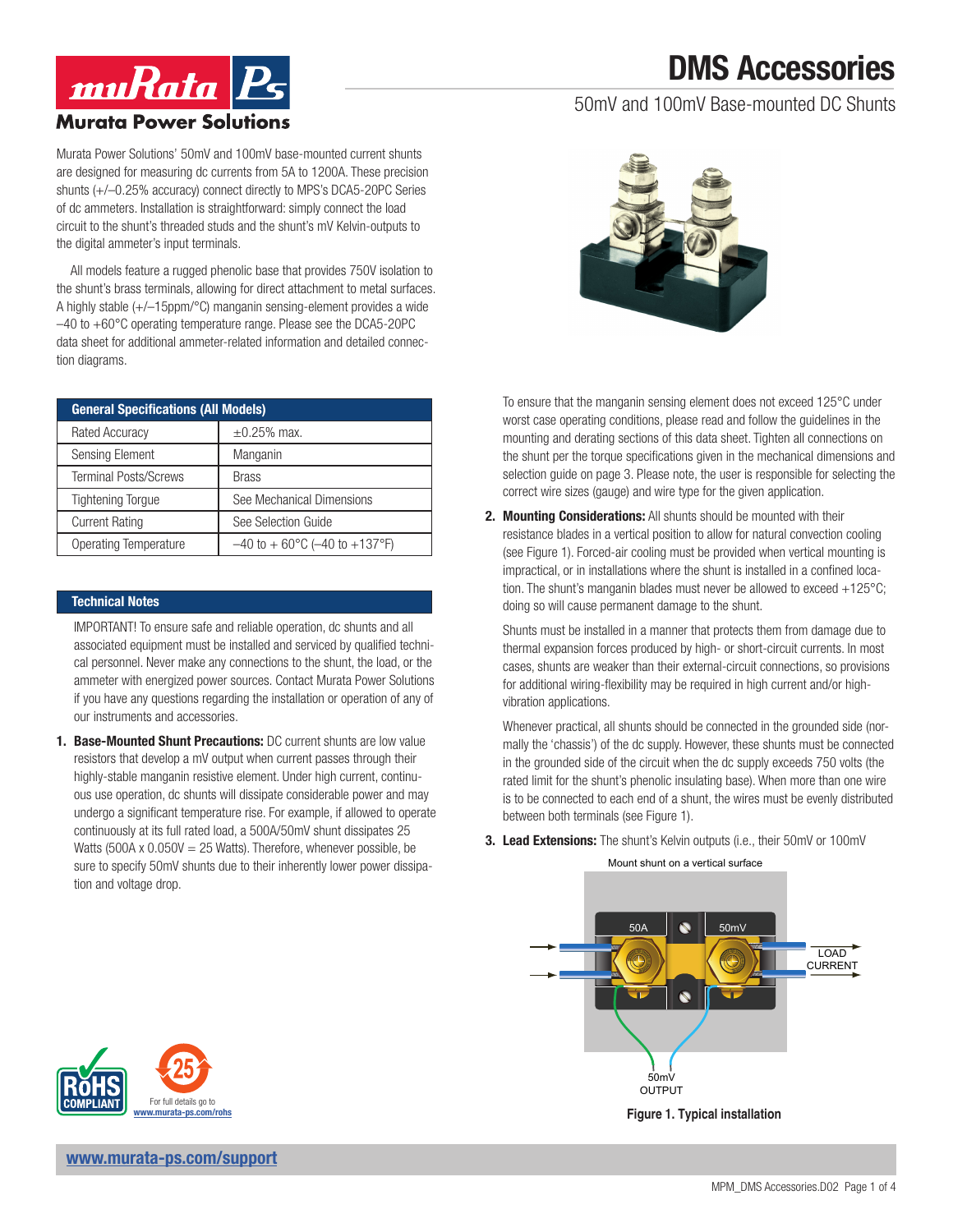# DMS Accessories

## 50mV and 100mV Base-mounted DC Shunts

Murata Power Solutions' 50mV and 100mV base-mounted current shunts are designed for measuring dc currents from 5A to 1200A. These precision shunts (+/–0.25% accuracy) connect directly to MPS's DCA5-20PC Series of dc ammeters. Installation is straightforward: simply connect the load circuit to the shunt's threaded studs and the shunt's mV Kelvin-outputs to the digital ammeter's input terminals.

All models feature a rugged phenolic base that provides 750V isolation to the shunt's brass terminals, allowing for direct attachment to metal surfaces. A highly stable (+/–15ppm/°C) manganin sensing-element provides a wide –40 to +60°C operating temperature range. Please see the DCA5-20PC data sheet for additional ammeter-related information and detailed connection diagrams.

| General Specifications (All Models) | |
|---|---|
| Rated Accuracy | ±0.25% max. |
| Sensing Element | Manganin |
| Terminal Posts/Screws | Brass |
| Tightening Torque | See Mechanical Dimensions |
| Current Rating | See Selection Guide |
| Operating Temperature | –40 to + 60°C (–40 to +137°F) |

### Technical Notes

IMPORTANT! To ensure safe and reliable operation, dc shunts and all associated equipment must be installed and serviced by qualified technical personnel. Never make any connections to the shunt, the load, or the ammeter with energized power sources. Contact Murata Power Solutions if you have any questions regarding the installation or operation of any of our instruments and accessories.

1. **Base-Mounted Shunt Precautions:** DC current shunts are low value resistors that develop a mV output when current passes through their highly-stable manganin resistive element. Under high current, continuous use operation, dc shunts will dissipate considerable power and may undergo a significant temperature rise. For example, if allowed to operate continuously at its full rated load, a 500A/50mV shunt dissipates 25 Watts (500A x 0.050V = 25 Watts). Therefore, whenever possible, be sure to specify 50mV shunts due to their inherently lower power dissipation and voltage drop.

   To ensure that the manganin sensing element does not exceed 125°C under worst case operating conditions, please read and follow the guidelines in the mounting and derating sections of this data sheet. Tighten all connections on the shunt per the torque specifications given in the mechanical dimensions and selection guide on page 3. Please note, the user is responsible for selecting the correct wire sizes (gauge) and wire type for the given application.

2. **Mounting Considerations:** All shunts should be mounted with their resistance blades in a vertical position to allow for natural convection cooling (see Figure 1). Forced-air cooling must be provided when vertical mounting is impractical, or in installations where the shunt is installed in a confined location. The shunt's manganin blades must never be allowed to exceed +125°C; doing so will cause permanent damage to the shunt.

   Shunts must be installed in a manner that protects them from damage due to thermal expansion forces produced by high- or short-circuit currents. In most cases, shunts are weaker than their external-circuit connections, so provisions for additional wiring-flexibility may be required in high current and/or high-vibration applications.

   Whenever practical, all shunts should be connected in the grounded side (normally the 'chassis') of the dc supply. However, these shunts must be connected in the grounded side of the circuit when the dc supply exceeds 750 volts (the rated limit for the shunt's phenolic insulating base). When more than one wire is to be connected to each end of a shunt, the wires must be evenly distributed between both terminals (see Figure 1).

3. **Lead Extensions:** The shunt's Kelvin outputs (i.e., their 50mV or 100mV

Mount shunt on a vertical surface

50A | 50mV | LOAD CURRENT | 50mV OUTPUT

**Figure 1. Typical installation**

For full details go to www.murata-ps.com/rohs

www.murata-ps.com/support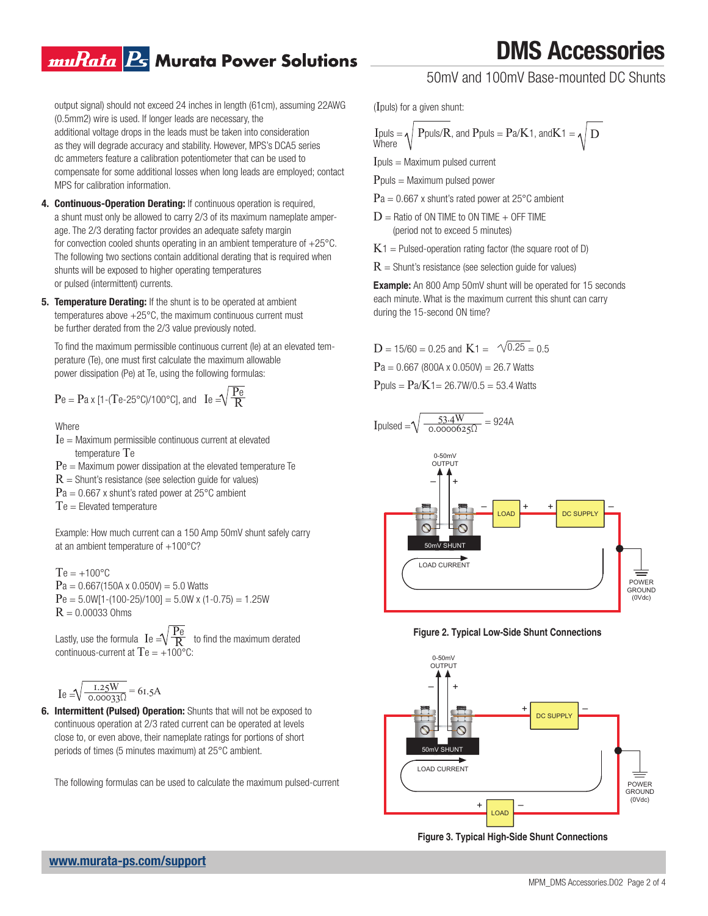output signal) should not exceed 24 inches in length (61cm), assuming 22AWG (0.5mm2) wire is used. If longer leads are necessary, the additional voltage drops in the leads must be taken into consideration as they will degrade accuracy and stability. However, MPS's DCA5 series dc ammeters feature a calibration potentiometer that can be used to compensate for some additional losses when long leads are employed; contact MPS for calibration information.

4. **Continuous-Operation Derating:** If continuous operation is required, a shunt must only be allowed to carry 2/3 of its maximum nameplate amperage. The 2/3 derating factor provides an adequate safety margin for convection cooled shunts operating in an ambient temperature of +25°C. The following two sections contain additional derating that is required when shunts will be exposed to higher operating temperatures or pulsed (intermittent) currents.

5. **Temperature Derating:** If the shunt is to be operated at ambient temperatures above +25°C, the maximum continuous current must be further derated from the 2/3 value previously noted.

   To find the maximum permissible continuous current (Ie) at an elevated temperature (Te), one must first calculate the maximum allowable power dissipation (Pe) at Te, using the following formulas:

   $P_e = P_a \times [1-(T_e-25°C)/100°C]$, and $I_e = \sqrt{\frac{P_e}{R}}$

   Where
   $I_e$ = Maximum permissible continuous current at elevated temperature $T_e$
   $P_e$ = Maximum power dissipation at the elevated temperature Te
   $R$ = Shunt's resistance (see selection guide for values)
   $P_a$ = 0.667 x shunt's rated power at 25°C ambient
   $T_e$ = Elevated temperature

   Example: How much current can a 150 Amp 50mV shunt safely carry at an ambient temperature of +100°C?

   $T_e$ = +100°C
   $P_a$ = 0.667(150A x 0.050V) = 5.0 Watts
   $P_e$ = 5.0W[1-(100-25)/100] = 5.0W x (1-0.75) = 1.25W
   $R$ = 0.00033 Ohms

   Lastly, use the formula $I_e = \sqrt{\frac{P_e}{R}}$ to find the maximum derated continuous-current at $T_e$ = +100°C:

   $$I_e = \sqrt{\frac{1.25W}{0.00033\Omega}} = 61.5A$$

6. **Intermittent (Pulsed) Operation:** Shunts that will not be exposed to continuous operation at 2/3 rated current can be operated at levels close to, or even above, their nameplate ratings for portions of short periods of times (5 minutes maximum) at 25°C ambient.

   The following formulas can be used to calculate the maximum pulsed-current ($I_{puls}$) for a given shunt:

   $I_{puls} = \sqrt{P_{puls}/R}$, and $P_{puls} = P_a/K_1$, and $K_1 = \sqrt{D}$

   Where
   $I_{puls}$ = Maximum pulsed current
   $P_{puls}$ = Maximum pulsed power
   $P_a$ = 0.667 x shunt's rated power at 25°C ambient
   $D$ = Ratio of ON TIME to ON TIME + OFF TIME (period not to exceed 5 minutes)
   $K_1$ = Pulsed-operation rating factor (the square root of D)
   $R$ = Shunt's resistance (see selection guide for values)

   **Example:** An 800 Amp 50mV shunt will be operated for 15 seconds each minute. What is the maximum current this shunt can carry during the 15-second ON time?

   $D$ = 15/60 = 0.25 and $K_1 = \sqrt{0.25} = 0.5$
   $P_a$ = 0.667 (800A x 0.050V) = 26.7 Watts
   $P_{puls} = P_a/K_1$ = 26.7W/0.5 = 53.4 Watts

   $$I_{pulsed} = \sqrt{\frac{53.4W}{0.0000625\Omega}} = 924A$$

Figure 2. Typical Low-Side Shunt Connections

Figure 3. Typical High-Side Shunt Connections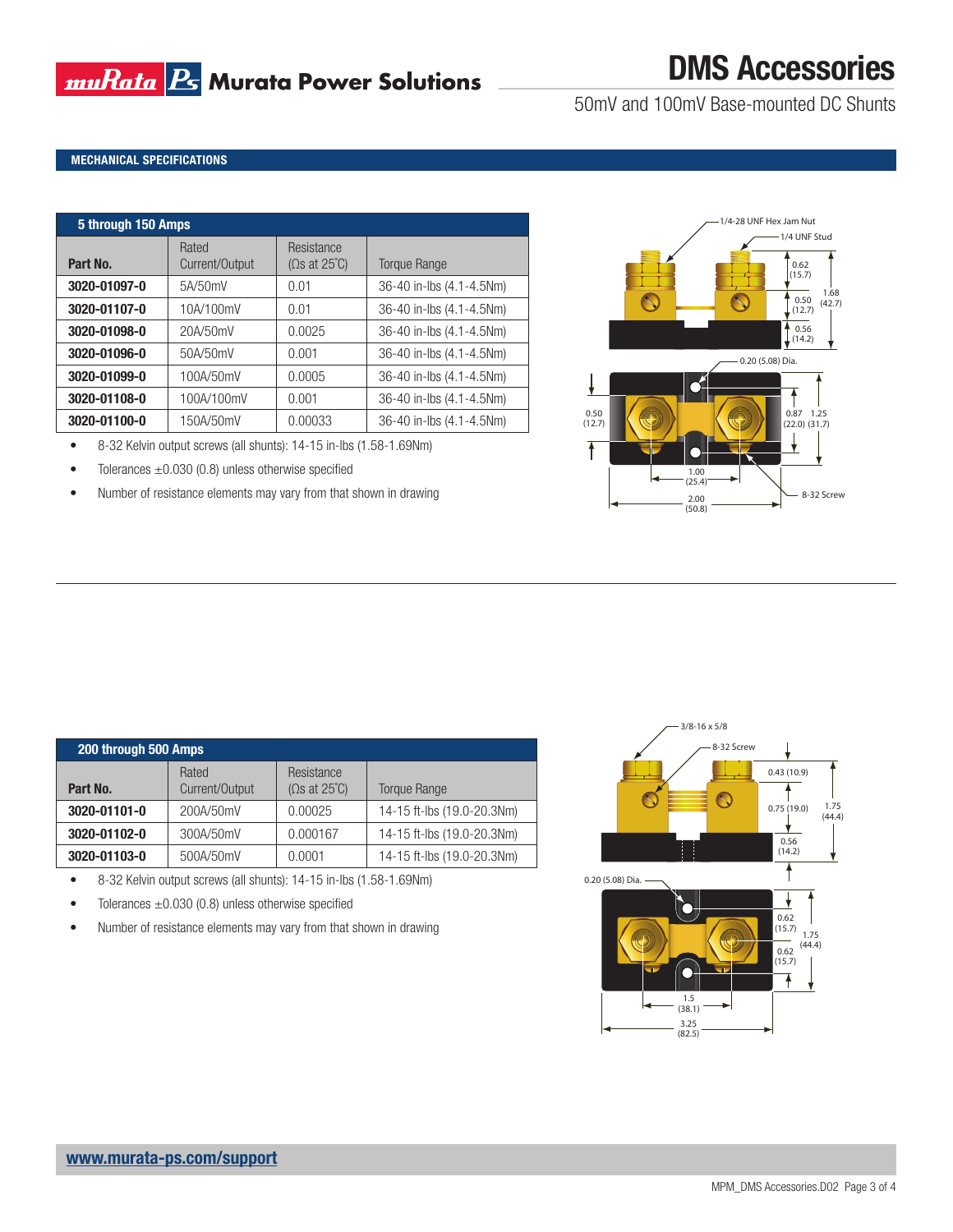## MECHANICAL SPECIFICATIONS

| 5 through 150 Amps | | | |
|---|---|---|---|
| **Part No.** | Rated Current/Output | Resistance (Ωs at 25˚C) | Torque Range |
| **3020-01097-0** | 5A/50mV | 0.01 | 36-40 in-lbs (4.1-4.5Nm) |
| **3020-01107-0** | 10A/100mV | 0.01 | 36-40 in-lbs (4.1-4.5Nm) |
| **3020-01098-0** | 20A/50mV | 0.0025 | 36-40 in-lbs (4.1-4.5Nm) |
| **3020-01096-0** | 50A/50mV | 0.001 | 36-40 in-lbs (4.1-4.5Nm) |
| **3020-01099-0** | 100A/50mV | 0.0005 | 36-40 in-lbs (4.1-4.5Nm) |
| **3020-01108-0** | 100A/100mV | 0.001 | 36-40 in-lbs (4.1-4.5Nm) |
| **3020-01100-0** | 150A/50mV | 0.00033 | 36-40 in-lbs (4.1-4.5Nm) |

- 8-32 Kelvin output screws (all shunts): 14-15 in-lbs (1.58-1.69Nm)
- Tolerances ±0.030 (0.8) unless otherwise specified
- Number of resistance elements may vary from that shown in drawing

1/4-28 UNF Hex Jam Nut
1/4 UNF Stud
0.62 (15.7)
0.50 (12.7)
1.68 (42.7)
0.56 (14.2)
0.20 (5.08) Dia.
0.50 (12.7)
0.87 (22.0)
1.25 (31.7)
1.00 (25.4)
2.00 (50.8)
8-32 Screw

| 200 through 500 Amps | | | |
|---|---|---|---|
| **Part No.** | Rated Current/Output | Resistance (Ωs at 25˚C) | Torque Range |
| **3020-01101-0** | 200A/50mV | 0.00025 | 14-15 ft-lbs (19.0-20.3Nm) |
| **3020-01102-0** | 300A/50mV | 0.000167 | 14-15 ft-lbs (19.0-20.3Nm) |
| **3020-01103-0** | 500A/50mV | 0.0001 | 14-15 ft-lbs (19.0-20.3Nm) |

- 8-32 Kelvin output screws (all shunts): 14-15 in-lbs (1.58-1.69Nm)
- Tolerances ±0.030 (0.8) unless otherwise specified
- Number of resistance elements may vary from that shown in drawing

3/8-16 x 5/8
8-32 Screw
0.43 (10.9)
0.75 (19.0)
1.75 (44.4)
0.56 (14.2)
0.20 (5.08) Dia.
0.62 (15.7)
1.75 (44.4)
0.62 (15.7)
1.5 (38.1)
3.25 (82.5)

www.murata-ps.com/support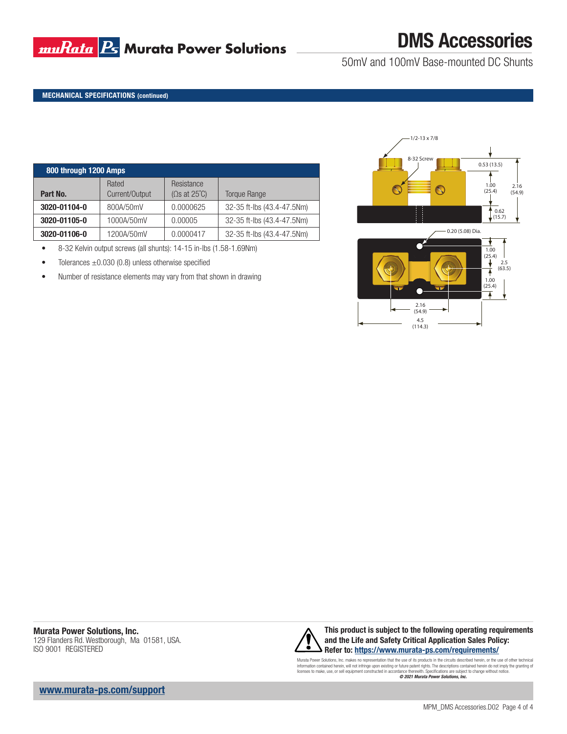## MECHANICAL SPECIFICATIONS (continued)

| 800 through 1200 Amps | | | |
|---|---|---|---|
| **Part No.** | Rated Current/Output | Resistance (Ωs at 25˚C) | Torque Range |
| **3020-01104-0** | 800A/50mV | 0.0000625 | 32-35 ft-lbs (43.4-47.5Nm) |
| **3020-01105-0** | 1000A/50mV | 0.00005 | 32-35 ft-lbs (43.4-47.5Nm) |
| **3020-01106-0** | 1200A/50mV | 0.0000417 | 32-35 ft-lbs (43.4-47.5Nm) |

- 8-32 Kelvin output screws (all shunts): 14-15 in-lbs (1.58-1.69Nm)
- Tolerances ±0.030 (0.8) unless otherwise specified
- Number of resistance elements may vary from that shown in drawing

1/2-13 x 7/8
8-32 Screw
0.53 (13.5)
1.00 (25.4)
2.16 (54.9)
0.62 (15.7)
0.20 (5.08) Dia.
1.00 (25.4)
2.5 (63.5)
1.00 (25.4)
2.16 (54.9)
4.5 (114.3)

**Murata Power Solutions, Inc.**
129 Flanders Rd. Westborough, Ma 01581, USA.
ISO 9001 REGISTERED

**This product is subject to the following operating requirements and the Life and Safety Critical Application Sales Policy:**
**Refer to: https://www.murata-ps.com/requirements/**

Murata Power Solutions, Inc. makes no representation that the use of its products in the circuits described herein, or the use of other technical information contained herein, will not infringe upon existing or future patent rights. The descriptions contained herein do not imply the granting of licenses to make, use, or sell equipment constructed in accordance therewith. Specifications are subject to change without notice.
***© 2021 Murata Power Solutions, Inc.***

**www.murata-ps.com/support**